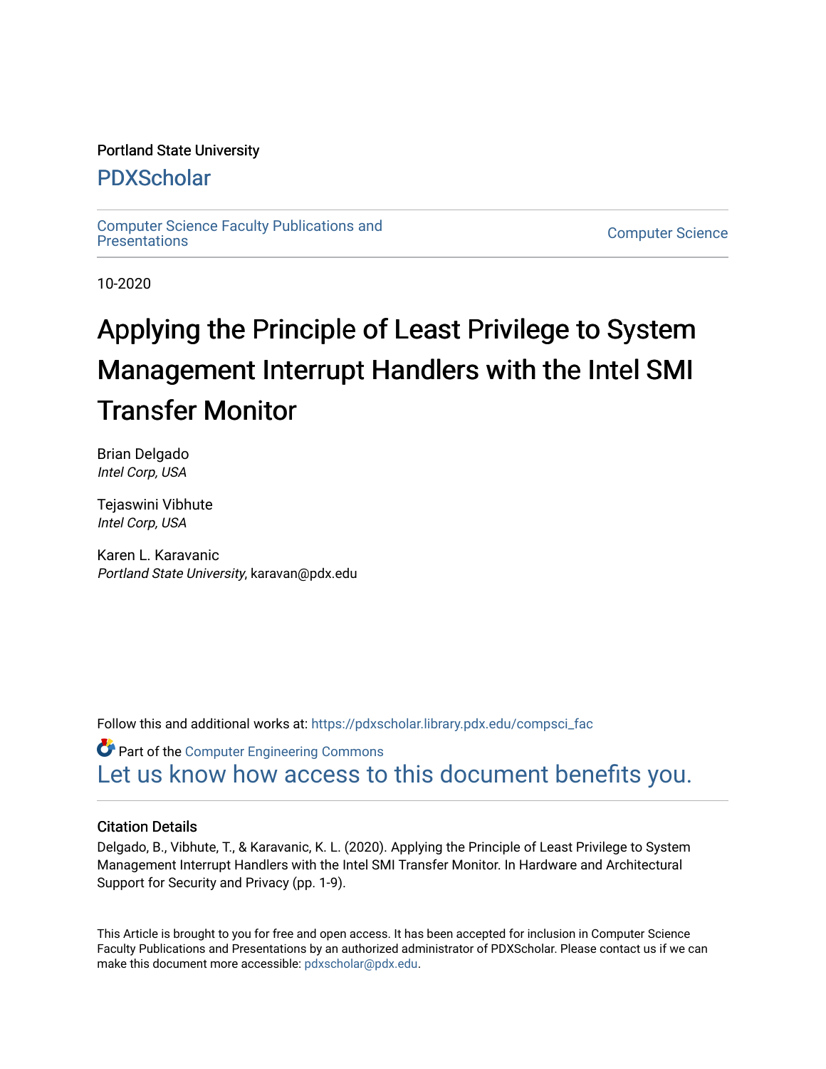Portland State University

## PDXScholar

Computer Science Faculty Publications and Presentations

Computer Science

10-2020

# Applying the Principle of Least Privilege to System Management Interrupt Handlers with the Intel SMI Transfer Monitor

Brian Delgado
*Intel Corp, USA*

Tejaswini Vibhute
*Intel Corp, USA*

Karen L. Karavanic
*Portland State University*, karavan@pdx.edu

Follow this and additional works at: https://pdxscholar.library.pdx.edu/compsci_fac

Part of the Computer Engineering Commons

Let us know how access to this document benefits you.

### Citation Details

Delgado, B., Vibhute, T., & Karavanic, K. L. (2020). Applying the Principle of Least Privilege to System Management Interrupt Handlers with the Intel SMI Transfer Monitor. In Hardware and Architectural Support for Security and Privacy (pp. 1-9).

This Article is brought to you for free and open access. It has been accepted for inclusion in Computer Science Faculty Publications and Presentations by an authorized administrator of PDXScholar. Please contact us if we can make this document more accessible: pdxscholar@pdx.edu.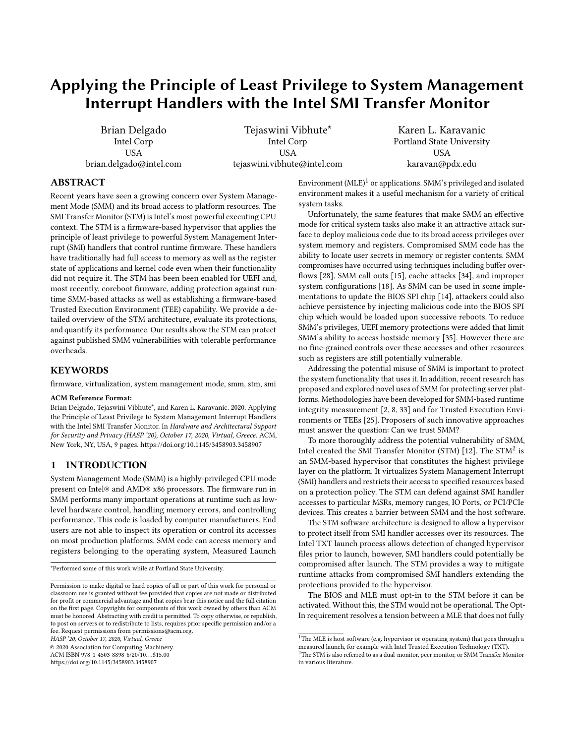# Applying the Principle of Least Privilege to System Management Interrupt Handlers with the Intel SMI Transfer Monitor

Brian Delgado
Intel Corp
USA
brian.delgado@intel.com

Tejaswini Vibhute*
Intel Corp
USA
tejaswini.vibhute@intel.com

Karen L. Karavanic
Portland State University
USA
karavan@pdx.edu

## ABSTRACT

Recent years have seen a growing concern over System Management Mode (SMM) and its broad access to platform resources. The SMI Transfer Monitor (STM) is Intel's most powerful executing CPU context. The STM is a firmware-based hypervisor that applies the principle of least privilege to powerful System Management Interrupt (SMI) handlers that control runtime firmware. These handlers have traditionally had full access to memory as well as the register state of applications and kernel code even when their functionality did not require it. The STM has been been enabled for UEFI and, most recently, coreboot firmware, adding protection against runtime SMM-based attacks as well as establishing a firmware-based Trusted Execution Environment (TEE) capability. We provide a detailed overview of the STM architecture, evaluate its protections, and quantify its performance. Our results show the STM can protect against published SMM vulnerabilities with tolerable performance overheads.

## KEYWORDS

firmware, virtualization, system management mode, smm, stm, smi

**ACM Reference Format:**
Brian Delgado, Tejaswini Vibhute*, and Karen L. Karavanic. 2020. Applying the Principle of Least Privilege to System Management Interrupt Handlers with the Intel SMI Transfer Monitor. In *Hardware and Architectural Support for Security and Privacy (HASP '20), October 17, 2020, Virtual, Greece.* ACM, New York, NY, USA, 9 pages. https://doi.org/10.1145/3458903.3458907

## 1 INTRODUCTION

System Management Mode (SMM) is a highly-privileged CPU mode present on Intel® and AMD® x86 processors. The firmware run in SMM performs many important operations at runtime such as low-level hardware control, handling memory errors, and controlling performance. This code is loaded by computer manufacturers. End users are not able to inspect its operation or control its accesses on most production platforms. SMM code can access memory and registers belonging to the operating system, Measured Launch Environment (MLE)[1] or applications. SMM's privileged and isolated environment makes it a useful mechanism for a variety of critical system tasks.

Unfortunately, the same features that make SMM an effective mode for critical system tasks also make it an attractive attack surface to deploy malicious code due to its broad access privileges over system memory and registers. Compromised SMM code has the ability to locate user secrets in memory or register contents. SMM compromises have occurred using techniques including buffer overflows [28], SMM call outs [15], cache attacks [34], and improper system configurations [18]. As SMM can be used in some implementations to update the BIOS SPI chip [14], attackers could also achieve persistence by injecting malicious code into the BIOS SPI chip which would be loaded upon successive reboots. To reduce SMM's privileges, UEFI memory protections were added that limit SMM's ability to access hostside memory [35]. However there are no fine-grained controls over these accesses and other resources such as registers are still potentially vulnerable.

Addressing the potential misuse of SMM is important to protect the system functionality that uses it. In addition, recent research has proposed and explored novel uses of SMM for protecting server platforms. Methodologies have been developed for SMM-based runtime integrity measurement [2, 8, 33] and for Trusted Execution Environments or TEEs [25]. Proposers of such innovative approaches must answer the question: Can we trust SMM?

To more thoroughly address the potential vulnerability of SMM, Intel created the SMI Transfer Monitor (STM) [12]. The STM[2] is an SMM-based hypervisor that constitutes the highest privilege layer on the platform. It virtualizes System Management Interrupt (SMI) handlers and restricts their access to specified resources based on a protection policy. The STM can defend against SMI handler accesses to particular MSRs, memory ranges, IO Ports, or PCI/PCIe devices. This creates a barrier between SMM and the host software.

The STM software architecture is designed to allow a hypervisor to protect itself from SMI handler accesses over its resources. The Intel TXT launch process allows detection of changed hypervisor files prior to launch, however, SMI handlers could potentially be compromised after launch. The STM provides a way to mitigate runtime attacks from compromised SMI handlers extending the protections provided to the hypervisor.

The BIOS and MLE must opt-in to the STM before it can be activated. Without this, the STM would not be operational. The Opt-In requirement resolves a tension between a MLE that does not fully

*Performed some of this work while at Portland State University.

Permission to make digital or hard copies of all or part of this work for personal or classroom use is granted without fee provided that copies are not made or distributed for profit or commercial advantage and that copies bear this notice and the full citation on the first page. Copyrights for components of this work owned by others than ACM must be honored. Abstracting with credit is permitted. To copy otherwise, or republish, to post on servers or to redistribute to lists, requires prior specific permission and/or a fee. Request permissions from permissions@acm.org.
*HASP '20, October 17, 2020, Virtual, Greece*
© 2020 Association for Computing Machinery.
ACM ISBN 978-1-4503-8898-6/20/10...$15.00
https://doi.org/10.1145/3458903.3458907

[1] The MLE is host software (e.g. hypervisor or operating system) that goes through a measured launch, for example with Intel Trusted Execution Technology (TXT).
[2] The STM is also referred to as a dual-monitor, peer monitor, or SMM Transfer Monitor in various literature.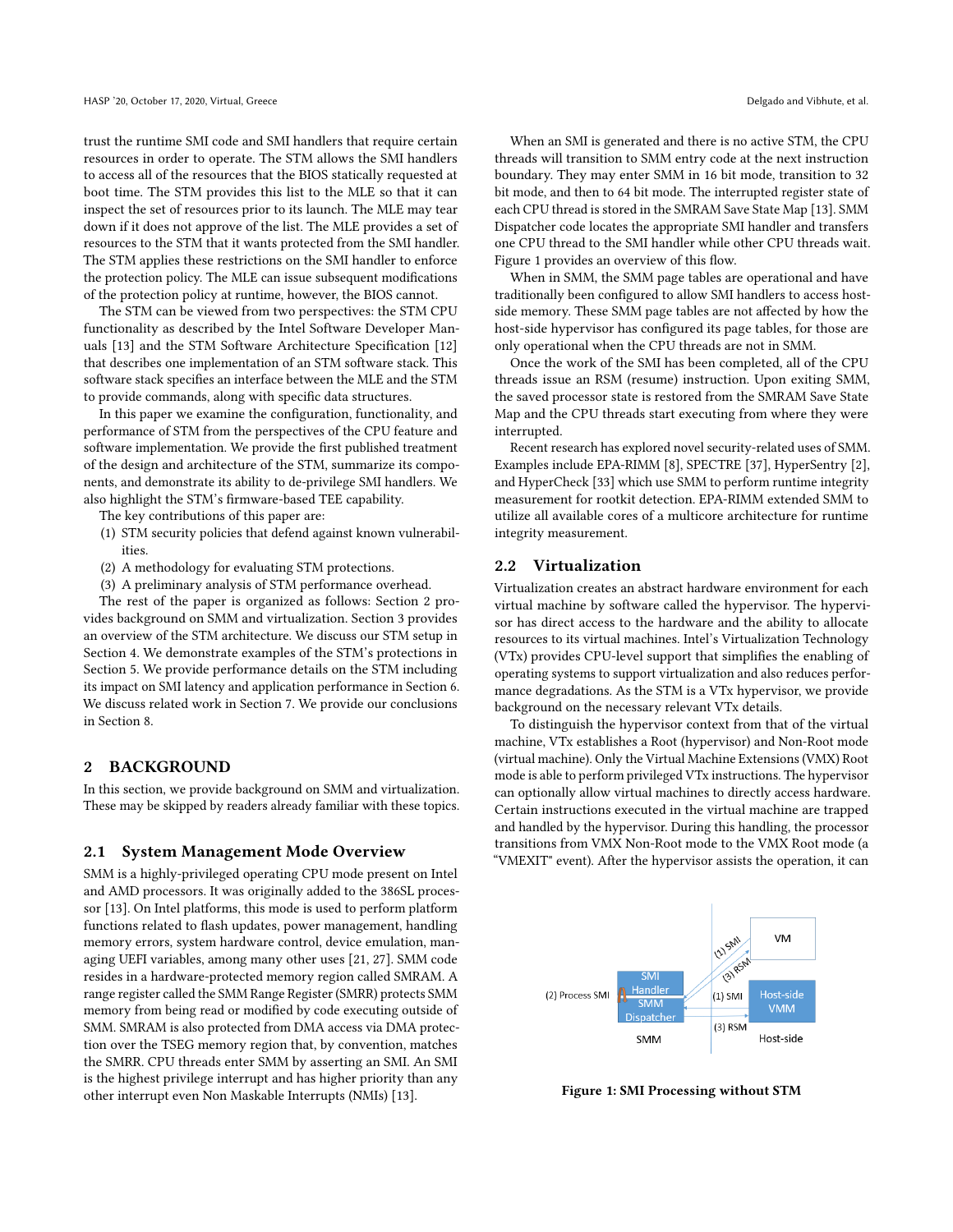trust the runtime SMI code and SMI handlers that require certain resources in order to operate. The STM allows the SMI handlers to access all of the resources that the BIOS statically requested at boot time. The STM provides this list to the MLE so that it can inspect the set of resources prior to its launch. The MLE may tear down if it does not approve of the list. The MLE provides a set of resources to the STM that it wants protected from the SMI handler. The STM applies these restrictions on the SMI handler to enforce the protection policy. The MLE can issue subsequent modifications of the protection policy at runtime, however, the BIOS cannot.

The STM can be viewed from two perspectives: the STM CPU functionality as described by the Intel Software Developer Manuals [13] and the STM Software Architecture Specification [12] that describes one implementation of an STM software stack. This software stack specifies an interface between the MLE and the STM to provide commands, along with specific data structures.

In this paper we examine the configuration, functionality, and performance of STM from the perspectives of the CPU feature and software implementation. We provide the first published treatment of the design and architecture of the STM, summarize its components, and demonstrate its ability to de-privilege SMI handlers. We also highlight the STM's firmware-based TEE capability.

The key contributions of this paper are:

(1) STM security policies that defend against known vulnerabilities.
(2) A methodology for evaluating STM protections.
(3) A preliminary analysis of STM performance overhead.

The rest of the paper is organized as follows: Section 2 provides background on SMM and virtualization. Section 3 provides an overview of the STM architecture. We discuss our STM setup in Section 4. We demonstrate examples of the STM's protections in Section 5. We provide performance details on the STM including its impact on SMI latency and application performance in Section 6. We discuss related work in Section 7. We provide our conclusions in Section 8.

## 2 BACKGROUND

In this section, we provide background on SMM and virtualization. These may be skipped by readers already familiar with these topics.

### 2.1 System Management Mode Overview

SMM is a highly-privileged operating CPU mode present on Intel and AMD processors. It was originally added to the 386SL processor [13]. On Intel platforms, this mode is used to perform platform functions related to flash updates, power management, handling memory errors, system hardware control, device emulation, managing UEFI variables, among many other uses [21, 27]. SMM code resides in a hardware-protected memory region called SMRAM. A range register called the SMM Range Register (SMRR) protects SMM memory from being read or modified by code executing outside of SMM. SMRAM is also protected from DMA access via DMA protection over the TSEG memory region that, by convention, matches the SMRR. CPU threads enter SMM by asserting an SMI. An SMI is the highest privilege interrupt and has higher priority than any other interrupt even Non Maskable Interrupts (NMIs) [13].

When an SMI is generated and there is no active STM, the CPU threads will transition to SMM entry code at the next instruction boundary. They may enter SMM in 16 bit mode, transition to 32 bit mode, and then to 64 bit mode. The interrupted register state of each CPU thread is stored in the SMRAM Save State Map [13]. SMM Dispatcher code locates the appropriate SMI handler and transfers one CPU thread to the SMI handler while other CPU threads wait. Figure 1 provides an overview of this flow.

When in SMM, the SMM page tables are operational and have traditionally been configured to allow SMI handlers to access host-side memory. These SMM page tables are not affected by how the host-side hypervisor has configured its page tables, for those are only operational when the CPU threads are not in SMM.

Once the work of the SMI has been completed, all of the CPU threads issue an RSM (resume) instruction. Upon exiting SMM, the saved processor state is restored from the SMRAM Save State Map and the CPU threads start executing from where they were interrupted.

Recent research has explored novel security-related uses of SMM. Examples include EPA-RIMM [8], SPECTRE [37], HyperSentry [2], and HyperCheck [33] which use SMM to perform runtime integrity measurement for rootkit detection. EPA-RIMM extended SMM to utilize all available cores of a multicore architecture for runtime integrity measurement.

### 2.2 Virtualization

Virtualization creates an abstract hardware environment for each virtual machine by software called the hypervisor. The hypervisor has direct access to the hardware and the ability to allocate resources to its virtual machines. Intel's Virtualization Technology (VTx) provides CPU-level support that simplifies the enabling of operating systems to support virtualization and also reduces performance degradations. As the STM is a VTx hypervisor, we provide background on the necessary relevant VTx details.

To distinguish the hypervisor context from that of the virtual machine, VTx establishes a Root (hypervisor) and Non-Root mode (virtual machine). Only the Virtual Machine Extensions (VMX) Root mode is able to perform privileged VTx instructions. The hypervisor can optionally allow virtual machines to directly access hardware. Certain instructions executed in the virtual machine are trapped and handled by the hypervisor. During this handling, the processor transitions from VMX Non-Root mode to the VMX Root mode (a "VMEXIT" event). After the hypervisor assists the operation, it can

**Figure 1: SMI Processing without STM**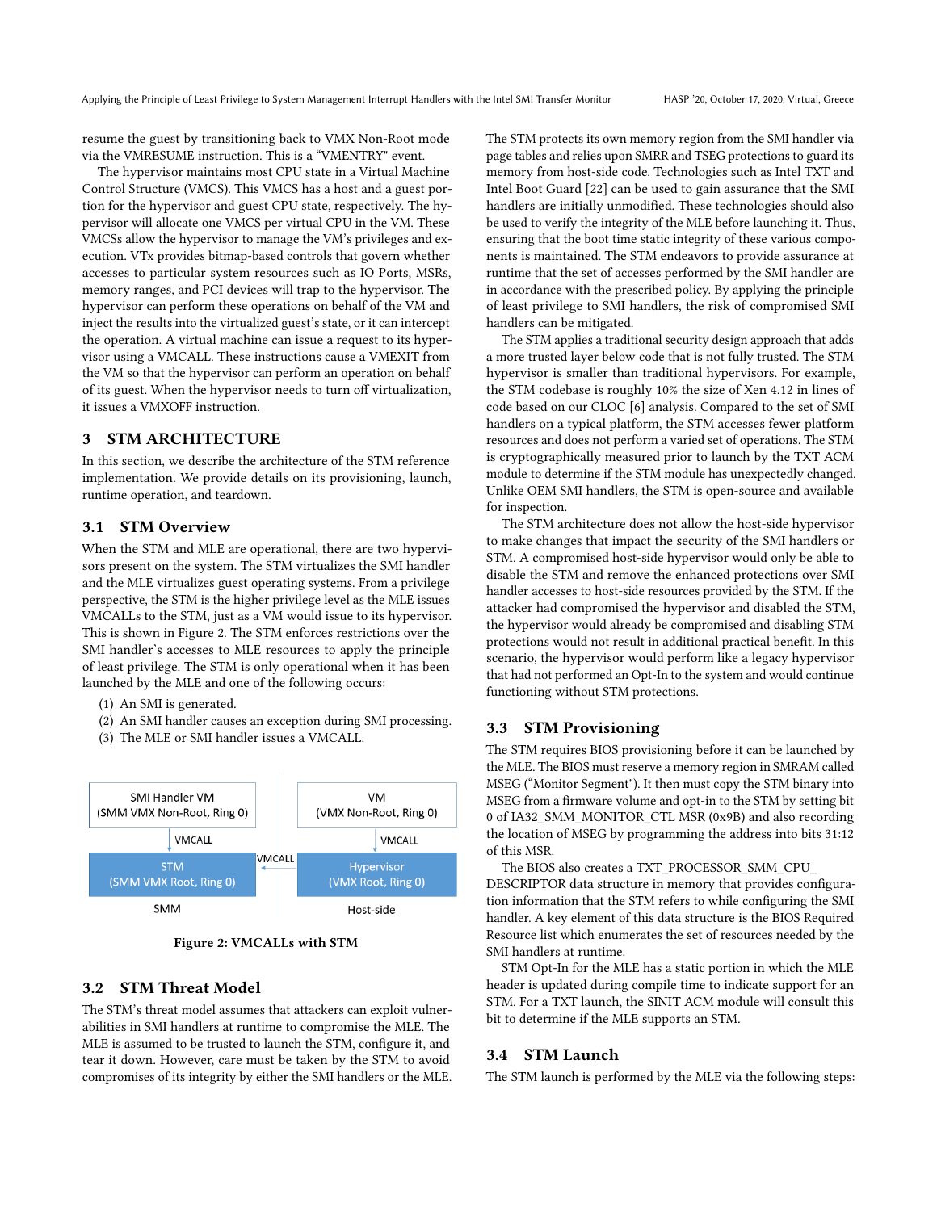resume the guest by transitioning back to VMX Non-Root mode via the VMRESUME instruction. This is a "VMENTRY" event.

The hypervisor maintains most CPU state in a Virtual Machine Control Structure (VMCS). This VMCS has a host and a guest portion for the hypervisor and guest CPU state, respectively. The hypervisor will allocate one VMCS per virtual CPU in the VM. These VMCSs allow the hypervisor to manage the VM's privileges and execution. VTx provides bitmap-based controls that govern whether accesses to particular system resources such as IO Ports, MSRs, memory ranges, and PCI devices will trap to the hypervisor. The hypervisor can perform these operations on behalf of the VM and inject the results into the virtualized guest's state, or it can intercept the operation. A virtual machine can issue a request to its hypervisor using a VMCALL. These instructions cause a VMEXIT from the VM so that the hypervisor can perform an operation on behalf of its guest. When the hypervisor needs to turn off virtualization, it issues a VMXOFF instruction.

## 3 STM ARCHITECTURE

In this section, we describe the architecture of the STM reference implementation. We provide details on its provisioning, launch, runtime operation, and teardown.

### 3.1 STM Overview

When the STM and MLE are operational, there are two hypervisors present on the system. The STM virtualizes the SMI handler and the MLE virtualizes guest operating systems. From a privilege perspective, the STM is the higher privilege level as the MLE issues VMCALLs to the STM, just as a VM would issue to its hypervisor. This is shown in Figure 2. The STM enforces restrictions over the SMI handler's accesses to MLE resources to apply the principle of least privilege. The STM is only operational when it has been launched by the MLE and one of the following occurs:

1. An SMI is generated.
2. An SMI handler causes an exception during SMI processing.
3. The MLE or SMI handler issues a VMCALL.

| SMM | Host-side |
|---|---|
| SMI Handler VM (SMM VMX Non-Root, Ring 0) | VM (VMX Non-Root, Ring 0) |
| ↓ VMCALL | ↓ VMCALL |
| STM (SMM VMX Root, Ring 0) ← VMCALL | Hypervisor (VMX Root, Ring 0) |

**Figure 2: VMCALLs with STM**

### 3.2 STM Threat Model

The STM's threat model assumes that attackers can exploit vulnerabilities in SMI handlers at runtime to compromise the MLE. The MLE is assumed to be trusted to launch the STM, configure it, and tear it down. However, care must be taken by the STM to avoid compromises of its integrity by either the SMI handlers or the MLE. The STM protects its own memory region from the SMI handler via page tables and relies upon SMRR and TSEG protections to guard its memory from host-side code. Technologies such as Intel TXT and Intel Boot Guard [22] can be used to gain assurance that the SMI handlers are initially unmodified. These technologies should also be used to verify the integrity of the MLE before launching it. Thus, ensuring that the boot time static integrity of these various components is maintained. The STM endeavors to provide assurance at runtime that the set of accesses performed by the SMI handler are in accordance with the prescribed policy. By applying the principle of least privilege to SMI handlers, the risk of compromised SMI handlers can be mitigated.

The STM applies a traditional security design approach that adds a more trusted layer below code that is not fully trusted. The STM hypervisor is smaller than traditional hypervisors. For example, the STM codebase is roughly 10% the size of Xen 4.12 in lines of code based on our CLOC [6] analysis. Compared to the set of SMI handlers on a typical platform, the STM accesses fewer platform resources and does not perform a varied set of operations. The STM is cryptographically measured prior to launch by the TXT ACM module to determine if the STM module has unexpectedly changed. Unlike OEM SMI handlers, the STM is open-source and available for inspection.

The STM architecture does not allow the host-side hypervisor to make changes that impact the security of the SMI handlers or STM. A compromised host-side hypervisor would only be able to disable the STM and remove the enhanced protections over SMI handler accesses to host-side resources provided by the STM. If the attacker had compromised the hypervisor and disabled the STM, the hypervisor would already be compromised and disabling STM protections would not result in additional practical benefit. In this scenario, the hypervisor would perform like a legacy hypervisor that had not performed an Opt-In to the system and would continue functioning without STM protections.

### 3.3 STM Provisioning

The STM requires BIOS provisioning before it can be launched by the MLE. The BIOS must reserve a memory region in SMRAM called MSEG ("Monitor Segment"). It then must copy the STM binary into MSEG from a firmware volume and opt-in to the STM by setting bit 0 of IA32_SMM_MONITOR_CTL MSR (0x9B) and also recording the location of MSEG by programming the address into bits 31:12 of this MSR.

The BIOS also creates a TXT_PROCESSOR_SMM_CPU_DESCRIPTOR data structure in memory that provides configuration information that the STM refers to while configuring the SMI handler. A key element of this data structure is the BIOS Required Resource list which enumerates the set of resources needed by the SMI handlers at runtime.

STM Opt-In for the MLE has a static portion in which the MLE header is updated during compile time to indicate support for an STM. For a TXT launch, the SINIT ACM module will consult this bit to determine if the MLE supports an STM.

### 3.4 STM Launch

The STM launch is performed by the MLE via the following steps: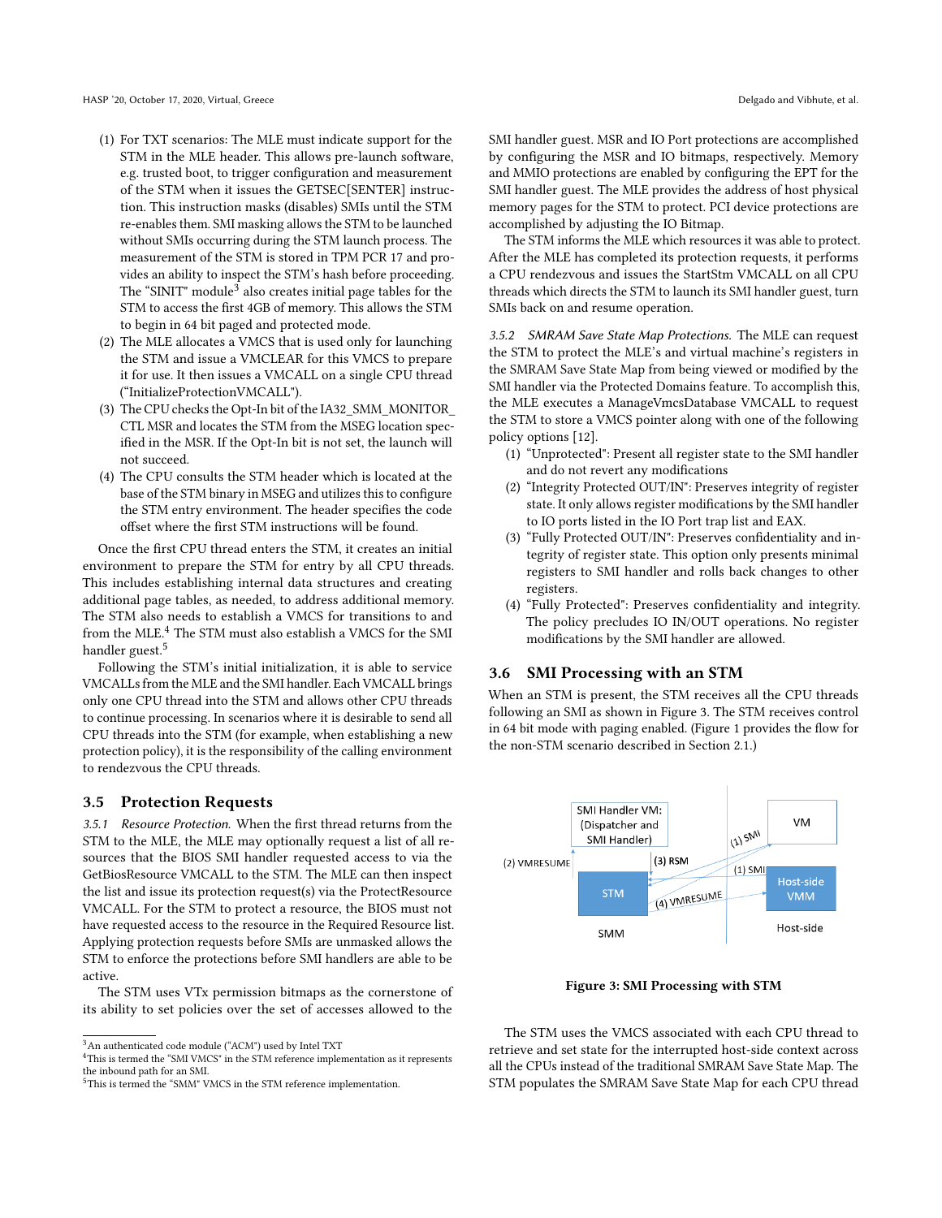(1) For TXT scenarios: The MLE must indicate support for the STM in the MLE header. This allows pre-launch software, e.g. trusted boot, to trigger configuration and measurement of the STM when it issues the GETSEC[SENTER] instruction. This instruction masks (disables) SMIs until the STM re-enables them. SMI masking allows the STM to be launched without SMIs occurring during the STM launch process. The measurement of the STM is stored in TPM PCR 17 and provides an ability to inspect the STM's hash before proceeding. The "SINIT" module[3] also creates initial page tables for the STM to access the first 4GB of memory. This allows the STM to begin in 64 bit paged and protected mode.

(2) The MLE allocates a VMCS that is used only for launching the STM and issue a VMCLEAR for this VMCS to prepare it for use. It then issues a VMCALL on a single CPU thread ("InitializeProtectionVMCALL").

(3) The CPU checks the Opt-In bit of the IA32_SMM_MONITOR_CTL MSR and locates the STM from the MSEG location specified in the MSR. If the Opt-In bit is not set, the launch will not succeed.

(4) The CPU consults the STM header which is located at the base of the STM binary in MSEG and utilizes this to configure the STM entry environment. The header specifies the code offset where the first STM instructions will be found.

Once the first CPU thread enters the STM, it creates an initial environment to prepare the STM for entry by all CPU threads. This includes establishing internal data structures and creating additional page tables, as needed, to address additional memory. The STM also needs to establish a VMCS for transitions to and from the MLE.[4] The STM must also establish a VMCS for the SMI handler guest.[5]

Following the STM's initial initialization, it is able to service VMCALLs from the MLE and the SMI handler. Each VMCALL brings only one CPU thread into the STM and allows other CPU threads to continue processing. In scenarios where it is desirable to send all CPU threads into the STM (for example, when establishing a new protection policy), it is the responsibility of the calling environment to rendezvous the CPU threads.

## 3.5 Protection Requests

*3.5.1 Resource Protection.* When the first thread returns from the STM to the MLE, the MLE may optionally request a list of all resources that the BIOS SMI handler requested access to via the GetBiosResource VMCALL to the STM. The MLE can then inspect the list and issue its protection request(s) via the ProtectResource VMCALL. For the STM to protect a resource, the BIOS must not have requested access to the resource in the Required Resource list. Applying protection requests before SMIs are unmasked allows the STM to enforce the protections before SMI handlers are able to be active.

The STM uses VTx permission bitmaps as the cornerstone of its ability to set policies over the set of accesses allowed to the SMI handler guest. MSR and IO Port protections are accomplished by configuring the MSR and IO bitmaps, respectively. Memory and MMIO protections are enabled by configuring the EPT for the SMI handler guest. The MLE provides the address of host physical memory pages for the STM to protect. PCI device protections are accomplished by adjusting the IO Bitmap.

The STM informs the MLE which resources it was able to protect. After the MLE has completed its protection requests, it performs a CPU rendezvous and issues the StartStm VMCALL on all CPU threads which directs the STM to launch its SMI handler guest, turn SMIs back on and resume operation.

*3.5.2 SMRAM Save State Map Protections.* The MLE can request the STM to protect the MLE's and virtual machine's registers in the SMRAM Save State Map from being viewed or modified by the SMI handler via the Protected Domains feature. To accomplish this, the MLE executes a ManageVmcsDatabase VMCALL to request the STM to store a VMCS pointer along with one of the following policy options [12].

(1) "Unprotected": Present all register state to the SMI handler and do not revert any modifications
(2) "Integrity Protected OUT/IN": Preserves integrity of register state. It only allows register modifications by the SMI handler to IO ports listed in the IO Port trap list and EAX.
(3) "Fully Protected OUT/IN": Preserves confidentiality and integrity of register state. This option only presents minimal registers to SMI handler and rolls back changes to other registers.
(4) "Fully Protected": Preserves confidentiality and integrity. The policy precludes IO IN/OUT operations. No register modifications by the SMI handler are allowed.

## 3.6 SMI Processing with an STM

When an STM is present, the STM receives all the CPU threads following an SMI as shown in Figure 3. The STM receives control in 64 bit mode with paging enabled. (Figure 1 provides the flow for the non-STM scenario described in Section 2.1.)

**Figure 3: SMI Processing with STM**

The STM uses the VMCS associated with each CPU thread to retrieve and set state for the interrupted host-side context across all the CPUs instead of the traditional SMRAM Save State Map. The STM populates the SMRAM Save State Map for each CPU thread

---

[3] An authenticated code module ("ACM") used by Intel TXT

[4] This is termed the "SMI VMCS" in the STM reference implementation as it represents the inbound path for an SMI.

[5] This is termed the "SMM" VMCS in the STM reference implementation.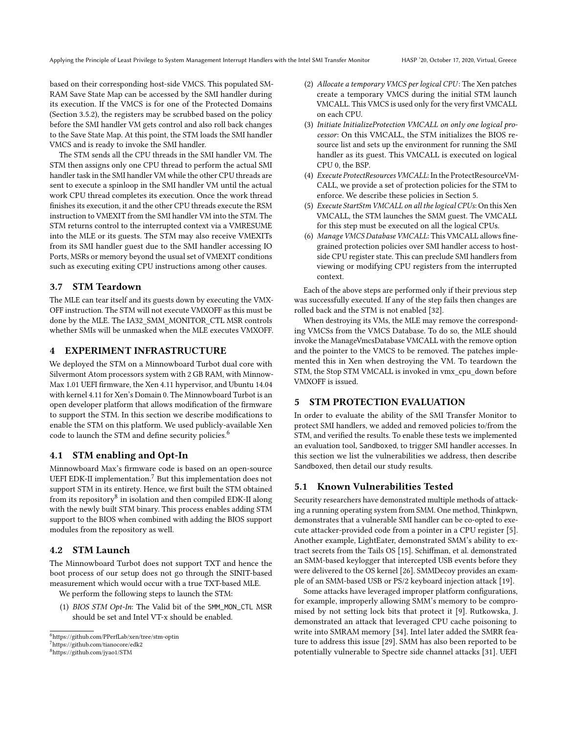based on their corresponding host-side VMCS. This populated SMRAM Save State Map can be accessed by the SMI handler during its execution. If the VMCS is for one of the Protected Domains (Section 3.5.2), the registers may be scrubbed based on the policy before the SMI handler VM gets control and also roll back changes to the Save State Map. At this point, the STM loads the SMI handler VMCS and is ready to invoke the SMI handler.

The STM sends all the CPU threads in the SMI handler VM. The STM then assigns only one CPU thread to perform the actual SMI handler task in the SMI handler VM while the other CPU threads are sent to execute a spinloop in the SMI handler VM until the actual work CPU thread completes its execution. Once the work thread finishes its execution, it and the other CPU threads execute the RSM instruction to VMEXIT from the SMI handler VM into the STM. The STM returns control to the interrupted context via a VMRESUME into the MLE or its guests. The STM may also receive VMEXITs from its SMI handler guest due to the SMI handler accessing IO Ports, MSRs or memory beyond the usual set of VMEXIT conditions such as executing exiting CPU instructions among other causes.

## 3.7 STM Teardown

The MLE can tear itself and its guests down by executing the VMXOFF instruction. The STM will not execute VMXOFF as this must be done by the MLE. The IA32_SMM_MONITOR_CTL MSR controls whether SMIs will be unmasked when the MLE executes VMXOFF.

# 4 EXPERIMENT INFRASTRUCTURE

We deployed the STM on a Minnowboard Turbot dual core with Silvermont Atom processors system with 2 GB RAM, with MinnowMax 1.01 UEFI firmware, the Xen 4.11 hypervisor, and Ubuntu 14.04 with kernel 4.11 for Xen's Domain 0. The Minnowboard Turbot is an open developer platform that allows modification of the firmware to support the STM. In this section we describe modifications to enable the STM on this platform. We used publicly-available Xen code to launch the STM and define security policies.[6]

## 4.1 STM enabling and Opt-In

Minnowboard Max's firmware code is based on an open-source UEFI EDK-II implementation.[7] But this implementation does not support STM in its entirety. Hence, we first built the STM obtained from its repository[8] in isolation and then compiled EDK-II along with the newly built STM binary. This process enables adding STM support to the BIOS when combined with adding the BIOS support modules from the repository as well.

## 4.2 STM Launch

The Minnowboard Turbot does not support TXT and hence the boot process of our setup does not go through the SINIT-based measurement which would occur with a true TXT-based MLE.

We perform the following steps to launch the STM:

(1) *BIOS STM Opt-In*: The Valid bit of the `SMM_MON_CTL` MSR should be set and Intel VT-x should be enabled.

(2) *Allocate a temporary VMCS per logical CPU*: The Xen patches create a temporary VMCS during the initial STM launch VMCALL. This VMCS is used only for the very first VMCALL on each CPU.

(3) *Initiate InitializeProtection VMCALL on only one logical processor*: On this VMCALL, the STM initializes the BIOS resource list and sets up the environment for running the SMI handler as its guest. This VMCALL is executed on logical CPU 0, the BSP.

(4) *Execute ProtectResources VMCALL*: In the ProtectResourceVMCALL, we provide a set of protection policies for the STM to enforce. We describe these policies in Section 5.

(5) *Execute StartStm VMCALL on all the logical CPUs*: On this Xen VMCALL, the STM launches the SMM guest. The VMCALL for this step must be executed on all the logical CPUs.

(6) *Manage VMCS Database VMCALL*: This VMCALL allows fine-grained protection policies over SMI handler access to host-side CPU register state. This can preclude SMI handlers from viewing or modifying CPU registers from the interrupted context.

Each of the above steps are performed only if their previous step was successfully executed. If any of the step fails then changes are rolled back and the STM is not enabled [32].

When destroying its VMs, the MLE may remove the corresponding VMCSs from the VMCS Database. To do so, the MLE should invoke the ManageVmcsDatabase VMCALL with the remove option and the pointer to the VMCS to be removed. The patches implemented this in Xen when destroying the VM. To teardown the STM, the Stop STM VMCALL is invoked in vmx_cpu_down before VMXOFF is issued.

# 5 STM PROTECTION EVALUATION

In order to evaluate the ability of the SMI Transfer Monitor to protect SMI handlers, we added and removed policies to/from the STM, and verified the results. To enable these tests we implemented an evaluation tool, `Sandboxed`, to trigger SMI handler accesses. In this section we list the vulnerabilities we address, then describe `Sandboxed`, then detail our study results.

## 5.1 Known Vulnerabilities Tested

Security researchers have demonstrated multiple methods of attacking a running operating system from SMM. One method, Thinkpwn, demonstrates that a vulnerable SMI handler can be co-opted to execute attacker-provided code from a pointer in a CPU register [5]. Another example, LightEater, demonstrated SMM's ability to extract secrets from the Tails OS [15]. Schiffman, et al. demonstrated an SMM-based keylogger that intercepted USB events before they were delivered to the OS kernel [26]. SMMDecoy provides an example of an SMM-based USB or PS/2 keyboard injection attack [19].

Some attacks have leveraged improper platform configurations, for example, improperly allowing SMM's memory to be compromised by not setting lock bits that protect it [9]. Rutkowska, J. demonstrated an attack that leveraged CPU cache poisoning to write into SMRAM memory [34]. Intel later added the SMRR feature to address this issue [29]. SMM has also been reported to be potentially vulnerable to Spectre side channel attacks [31]. UEFI

[6] https://github.com/PPerfLab/xen/tree/stm-optin

[7] https://github.com/tianocore/edk2

[8] https://github.com/jyao1/STM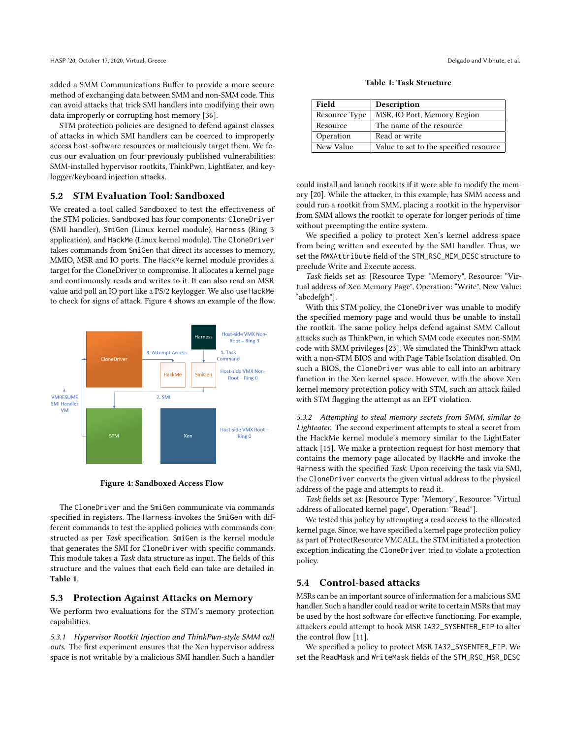added a SMM Communications Buffer to provide a more secure method of exchanging data between SMM and non-SMM code. This can avoid attacks that trick SMI handlers into modifying their own data improperly or corrupting host memory [36].

STM protection policies are designed to defend against classes of attacks in which SMI handlers can be coerced to improperly access host-software resources or maliciously target them. We focus our evaluation on four previously published vulnerabilities: SMM-installed hypervisor rootkits, ThinkPwn, LightEater, and keylogger/keyboard injection attacks.

## 5.2 STM Evaluation Tool: Sandboxed

We created a tool called `Sandboxed` to test the effectiveness of the STM policies. `Sandboxed` has four components: `CloneDriver` (SMI handler), `SmiGen` (Linux kernel module), `Harness` (Ring 3 application), and `HackMe` (Linux kernel module). The `CloneDriver` takes commands from `SmiGen` that direct its accesses to memory, MMIO, MSR and IO ports. The `HackMe` kernel module provides a target for the CloneDriver to compromise. It allocates a kernel page and continuously reads and writes to it. It can also read an MSR value and poll an IO port like a PS/2 keylogger. We also use `HackMe` to check for signs of attack. Figure 4 shows an example of the flow.

**Figure 4: Sandboxed Access Flow**

The `CloneDriver` and the `SmiGen` communicate via commands specified in registers. The `Harness` invokes the `SmiGen` with different commands to test the applied policies with commands constructed as per *Task* specification. `SmiGen` is the kernel module that generates the SMI for `CloneDriver` with specific commands. This module takes a *Task* data structure as input. The fields of this structure and the values that each field can take are detailed in **Table 1**.

**Table 1: Task Structure**

| Field | Description |
|---|---|
| Resource Type | MSR, IO Port, Memory Region |
| Resource | The name of the resource |
| Operation | Read or write |
| New Value | Value to set to the specified resource |

## 5.3 Protection Against Attacks on Memory

We perform two evaluations for the STM's memory protection capabilities.

*5.3.1 Hypervisor Rootkit Injection and ThinkPwn-style SMM call outs.* The first experiment ensures that the Xen hypervisor address space is not writable by a malicious SMI handler. Such a handler could install and launch rootkits if it were able to modify the memory [20]. While the attacker, in this example, has SMM access and could run a rootkit from SMM, placing a rootkit in the hypervisor from SMM allows the rootkit to operate for longer periods of time without preempting the entire system.

We specified a policy to protect Xen's kernel address space from being written and executed by the SMI handler. Thus, we set the `RWXAttribute` field of the `STM_RSC_MEM_DESC` structure to preclude Write and Execute access.

*Task* fields set as: [Resource Type: "Memory", Resource: "Virtual address of Xen Memory Page", Operation: "Write", New Value: "abcdefgh"].

With this STM policy, the `CloneDriver` was unable to modify the specified memory page and would thus be unable to install the rootkit. The same policy helps defend against SMM Callout attacks such as ThinkPwn, in which SMM code executes non-SMM code with SMM privileges [23]. We simulated the ThinkPwn attack with a non-STM BIOS and with Page Table Isolation disabled. On such a BIOS, the `CloneDriver` was able to call into an arbitrary function in the Xen kernel space. However, with the above Xen kernel memory protection policy with STM, such an attack failed with STM flagging the attempt as an EPT violation.

*5.3.2 Attempting to steal memory secrets from SMM, similar to Lighteater.* The second experiment attempts to steal a secret from the HackMe kernel module's memory similar to the LightEater attack [15]. We make a protection request for host memory that contains the memory page allocated by `HackMe` and invoke the `Harness` with the specified *Task*. Upon receiving the task via SMI, the `CloneDriver` converts the given virtual address to the physical address of the page and attempts to read it.

*Task* fields set as: [Resource Type: "Memory", Resource: "Virtual address of allocated kernel page", Operation: "Read"].

We tested this policy by attempting a read access to the allocated kernel page. Since, we have specified a kernel page protection policy as part of ProtectResource VMCALL, the STM initiated a protection exception indicating the `CloneDriver` tried to violate a protection policy.

## 5.4 Control-based attacks

MSRs can be an important source of information for a malicious SMI handler. Such a handler could read or write to certain MSRs that may be used by the host software for effective functioning. For example, attackers could attempt to hook MSR `IA32_SYSENTER_EIP` to alter the control flow [11].

We specified a policy to protect MSR `IA32_SYSENTER_EIP`. We set the `ReadMask` and `WriteMask` fields of the `STM_RSC_MSR_DESC`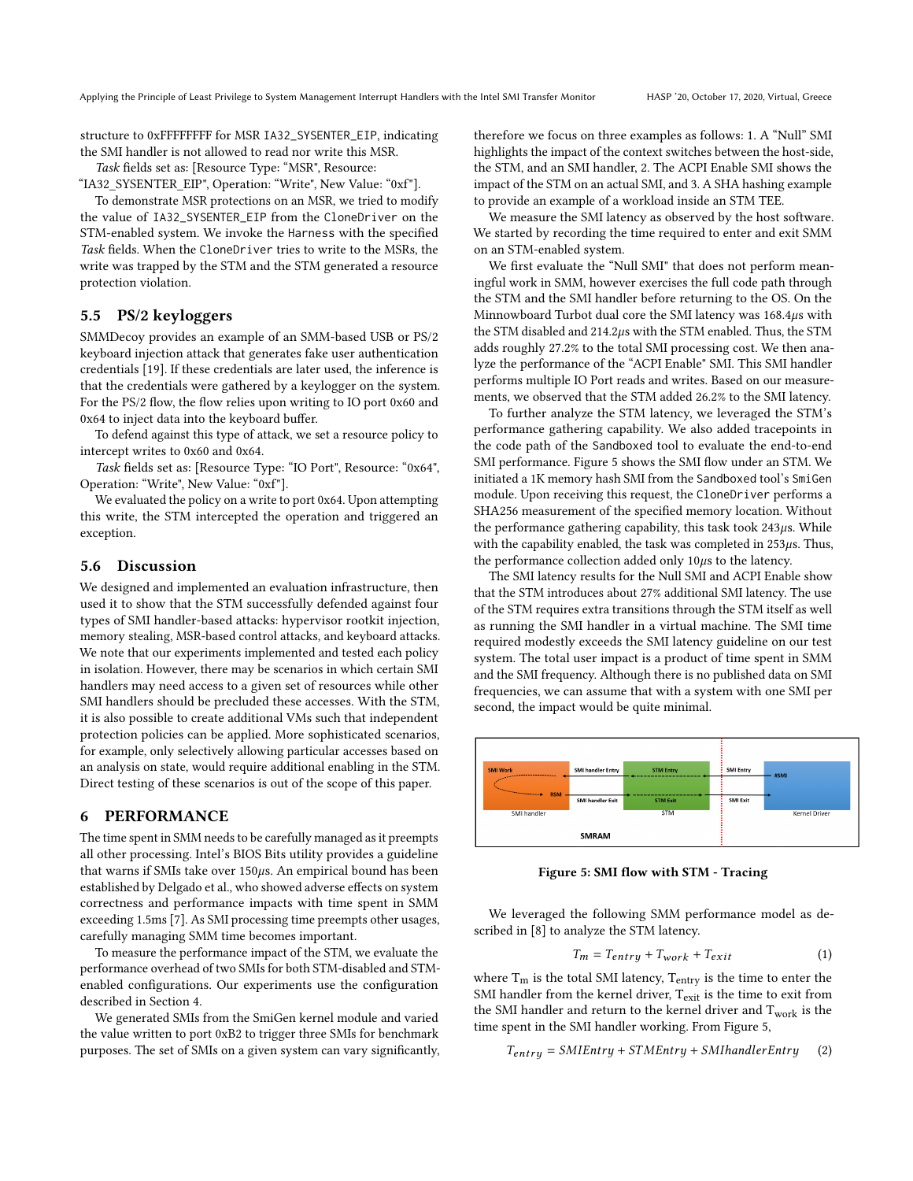structure to 0xFFFFFFFF for MSR IA32_SYSENTER_EIP, indicating the SMI handler is not allowed to read nor write this MSR.

*Task* fields set as: [Resource Type: "MSR", Resource: "IA32_SYSENTER_EIP", Operation: "Write", New Value: "0xf"].

To demonstrate MSR protections on an MSR, we tried to modify the value of IA32_SYSENTER_EIP from the CloneDriver on the STM-enabled system. We invoke the Harness with the specified *Task* fields. When the CloneDriver tries to write to the MSRs, the write was trapped by the STM and the STM generated a resource protection violation.

### 5.5 PS/2 keyloggers

SMMDecoy provides an example of an SMM-based USB or PS/2 keyboard injection attack that generates fake user authentication credentials [19]. If these credentials are later used, the inference is that the credentials were gathered by a keylogger on the system. For the PS/2 flow, the flow relies upon writing to IO port 0x60 and 0x64 to inject data into the keyboard buffer.

To defend against this type of attack, we set a resource policy to intercept writes to 0x60 and 0x64.

*Task* fields set as: [Resource Type: "IO Port", Resource: "0x64", Operation: "Write", New Value: "0xf"].

We evaluated the policy on a write to port 0x64. Upon attempting this write, the STM intercepted the operation and triggered an exception.

### 5.6 Discussion

We designed and implemented an evaluation infrastructure, then used it to show that the STM successfully defended against four types of SMI handler-based attacks: hypervisor rootkit injection, memory stealing, MSR-based control attacks, and keyboard attacks. We note that our experiments implemented and tested each policy in isolation. However, there may be scenarios in which certain SMI handlers may need access to a given set of resources while other SMI handlers should be precluded these accesses. With the STM, it is also possible to create additional VMs such that independent protection policies can be applied. More sophisticated scenarios, for example, only selectively allowing particular accesses based on an analysis on state, would require additional enabling in the STM. Direct testing of these scenarios is out of the scope of this paper.

## 6 PERFORMANCE

The time spent in SMM needs to be carefully managed as it preempts all other processing. Intel's BIOS Bits utility provides a guideline that warns if SMIs take over 150$\mu$s. An empirical bound has been established by Delgado et al., who showed adverse effects on system correctness and performance impacts with time spent in SMM exceeding 1.5ms [7]. As SMI processing time preempts other usages, carefully managing SMM time becomes important.

To measure the performance impact of the STM, we evaluate the performance overhead of two SMIs for both STM-disabled and STM-enabled configurations. Our experiments use the configuration described in Section 4.

We generated SMIs from the SmiGen kernel module and varied the value written to port 0xB2 to trigger three SMIs for benchmark purposes. The set of SMIs on a given system can vary significantly, therefore we focus on three examples as follows: 1. A "Null" SMI highlights the impact of the context switches between the host-side, the STM, and an SMI handler, 2. The ACPI Enable SMI shows the impact of the STM on an actual SMI, and 3. A SHA hashing example to provide an example of a workload inside an STM TEE.

We measure the SMI latency as observed by the host software. We started by recording the time required to enter and exit SMM on an STM-enabled system.

We first evaluate the "Null SMI" that does not perform meaningful work in SMM, however exercises the full code path through the STM and the SMI handler before returning to the OS. On the Minnowboard Turbot dual core the SMI latency was 168.4$\mu$s with the STM disabled and 214.2$\mu$s with the STM enabled. Thus, the STM adds roughly 27.2% to the total SMI processing cost. We then analyze the performance of the "ACPI Enable" SMI. This SMI handler performs multiple IO Port reads and writes. Based on our measurements, we observed that the STM added 26.2% to the SMI latency.

To further analyze the STM latency, we leveraged the STM's performance gathering capability. We also added tracepoints in the code path of the Sandboxed tool to evaluate the end-to-end SMI performance. Figure 5 shows the SMI flow under an STM. We initiated a 1K memory hash SMI from the Sandboxed tool's SmiGen module. Upon receiving this request, the CloneDriver performs a SHA256 measurement of the specified memory location. Without the performance gathering capability, this task took 243$\mu$s. While with the capability enabled, the task was completed in 253$\mu$s. Thus, the performance collection added only 10$\mu$s to the latency.

The SMI latency results for the Null SMI and ACPI Enable show that the STM introduces about 27% additional SMI latency. The use of the STM requires extra transitions through the STM itself as well as running the SMI handler in a virtual machine. The SMI time required modestly exceeds the SMI latency guideline on our test system. The total user impact is a product of time spent in SMM and the SMI frequency. Although there is no published data on SMI frequencies, we can assume that with a system with one SMI per second, the impact would be quite minimal.

Figure 5: SMI flow with STM - Tracing

We leveraged the following SMM performance model as described in [8] to analyze the STM latency.

$$T_m = T_{entry} + T_{work} + T_{exit} \tag{1}$$

where $T_m$ is the total SMI latency, $T_{entry}$ is the time to enter the SMI handler from the kernel driver, $T_{exit}$ is the time to exit from the SMI handler and return to the kernel driver and $T_{work}$ is the time spent in the SMI handler working. From Figure 5,

$$T_{entry} = SMIEntry + STMEntry + SMIhandlerEntry \tag{2}$$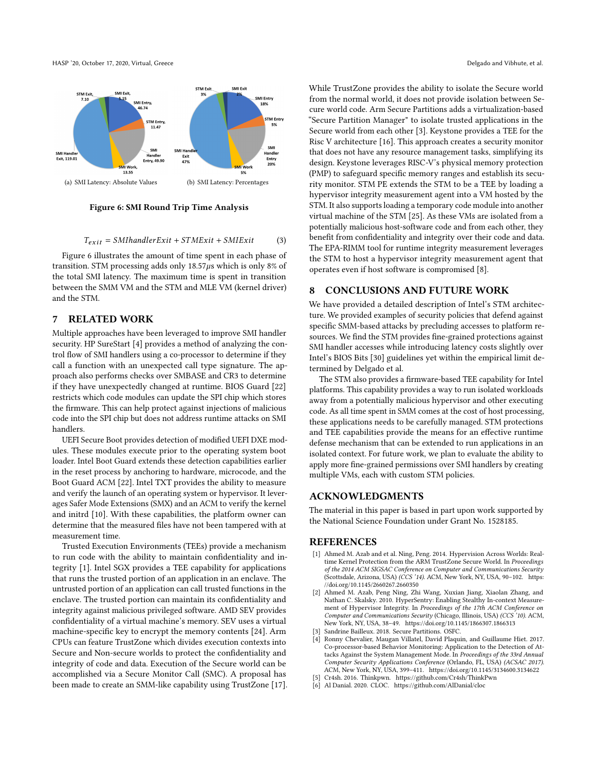(a) SMI Latency: Absolute Values

(b) SMI Latency: Percentages

**Figure 6: SMI Round Trip Time Analysis**

$$T_{exit} = SMIhandlerExit + STMExit + SMIExit \quad (3)$$

Figure 6 illustrates the amount of time spent in each phase of transition. STM processing adds only 18.57$\mu$s which is only 8% of the total SMI latency. The maximum time is spent in transition between the SMM VM and the STM and MLE VM (kernel driver) and the STM.

## 7 RELATED WORK

Multiple approaches have been leveraged to improve SMI handler security. HP SureStart [4] provides a method of analyzing the control flow of SMI handlers using a co-processor to determine if they call a function with an unexpected call type signature. The approach also performs checks over SMBASE and CR3 to determine if they have unexpectedly changed at runtime. BIOS Guard [22] restricts which code modules can update the SPI chip which stores the firmware. This can help protect against injections of malicious code into the SPI chip but does not address runtime attacks on SMI handlers.

UEFI Secure Boot provides detection of modified UEFI DXE modules. These modules execute prior to the operating system boot loader. Intel Boot Guard extends these detection capabilities earlier in the reset process by anchoring to hardware, microcode, and the Boot Guard ACM [22]. Intel TXT provides the ability to measure and verify the launch of an operating system or hypervisor. It leverages Safer Mode Extensions (SMX) and an ACM to verify the kernel and initrd [10]. With these capabilities, the platform owner can determine that the measured files have not been tampered with at measurement time.

Trusted Execution Environments (TEEs) provide a mechanism to run code with the ability to maintain confidentiality and integrity [1]. Intel SGX provides a TEE capability for applications that runs the trusted portion of an application in an enclave. The untrusted portion of an application can call trusted functions in the enclave. The trusted portion can maintain its confidentiality and integrity against malicious privileged software. AMD SEV provides confidentiality of a virtual machine's memory. SEV uses a virtual machine-specific key to encrypt the memory contents [24]. Arm CPUs can feature TrustZone which divides execution contexts into Secure and Non-secure worlds to protect the confidentiality and integrity of code and data. Execution of the Secure world can be accomplished via a Secure Monitor Call (SMC). A proposal has been made to create an SMM-like capability using TrustZone [17]. While TrustZone provides the ability to isolate the Secure world from the normal world, it does not provide isolation between Secure world code. Arm Secure Partitions adds a virtualization-based "Secure Partition Manager" to isolate trusted applications in the Secure world from each other [3]. Keystone provides a TEE for the Risc V architecture [16]. This approach creates a security monitor that does not have any resource management tasks, simplifying its design. Keystone leverages RISC-V's physical memory protection (PMP) to safeguard specific memory ranges and establish its security monitor. STM PE extends the STM to be a TEE by loading a hypervisor integrity measurement agent into a VM hosted by the STM. It also supports loading a temporary code module into another virtual machine of the STM [25]. As these VMs are isolated from a potentially malicious host-software code and from each other, they benefit from confidentiality and integrity over their code and data. The EPA-RIMM tool for runtime integrity measurement leverages the STM to host a hypervisor integrity measurement agent that operates even if host software is compromised [8].

## 8 CONCLUSIONS AND FUTURE WORK

We have provided a detailed description of Intel's STM architecture. We provided examples of security policies that defend against specific SMM-based attacks by precluding accesses to platform resources. We find the STM provides fine-grained protections against SMI handler accesses while introducing latency costs slightly over Intel's BIOS Bits [30] guidelines yet within the empirical limit determined by Delgado et al.

The STM also provides a firmware-based TEE capability for Intel platforms. This capability provides a way to run isolated workloads away from a potentially malicious hypervisor and other executing code. As all time spent in SMM comes at the cost of host processing, these applications needs to be carefully managed. STM protections and TEE capabilities provide the means for an effective runtime defense mechanism that can be extended to run applications in an isolated context. For future work, we plan to evaluate the ability to apply more fine-grained permissions over SMI handlers by creating multiple VMs, each with custom STM policies.

## ACKNOWLEDGMENTS

The material in this paper is based in part upon work supported by the National Science Foundation under Grant No. 1528185.

## REFERENCES

[1] Ahmed M. Azab and et al. Ning, Peng. 2014. Hypervision Across Worlds: Real-time Kernel Protection from the ARM TrustZone Secure World. In *Proceedings of the 2014 ACM SIGSAC Conference on Computer and Communications Security* (Scottsdale, Arizona, USA) *(CCS '14)*. ACM, New York, NY, USA, 90–102. https://doi.org/10.1145/2660267.2660350

[2] Ahmed M. Azab, Peng Ning, Zhi Wang, Xuxian Jiang, Xiaolan Zhang, and Nathan C. Skalsky. 2010. HyperSentry: Enabling Stealthy In-context Measurement of Hypervisor Integrity. In *Proceedings of the 17th ACM Conference on Computer and Communications Security* (Chicago, Illinois, USA) *(CCS '10)*. ACM, New York, NY, USA, 38–49. https://doi.org/10.1145/1866307.1866313

[3] Sandrine Bailleux. 2018. Secure Partitions. OSFC.

[4] Ronny Chevalier, Maugan Villatel, David Plaquin, and Guillaume Hiet. 2017. Co-processor-based Behavior Monitoring: Application to the Detection of Attacks Against the System Management Mode. In *Proceedings of the 33rd Annual Computer Security Applications Conference* (Orlando, FL, USA) *(ACSAC 2017)*. ACM, New York, NY, USA, 399–411. https://doi.org/10.1145/3134600.3134622

[5] Cr4sh. 2016. Thinkpwn. https://github.com/Cr4sh/ThinkPwn

[6] Al Danial. 2020. CLOC. https://github.com/AlDanial/cloc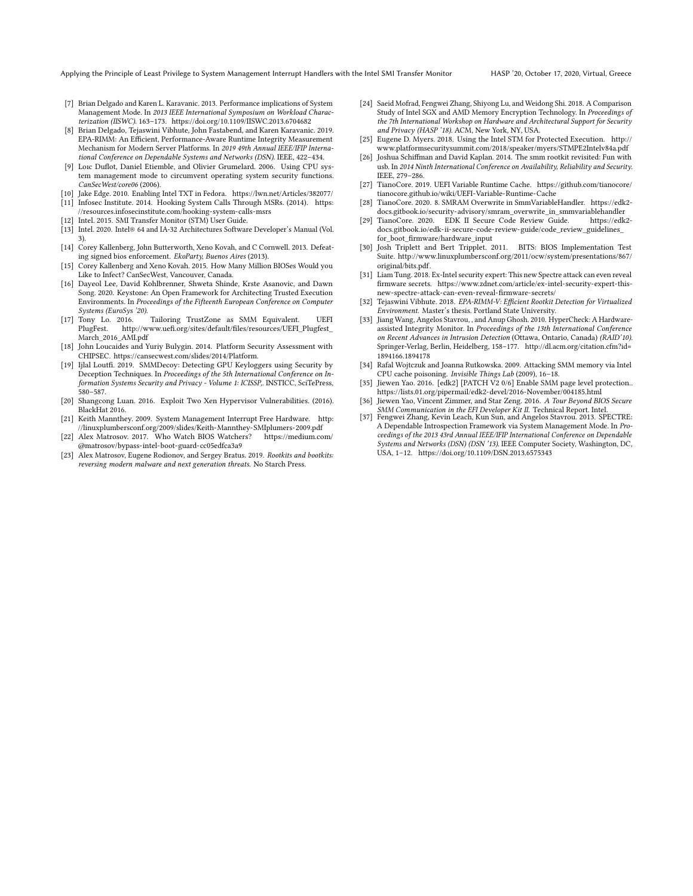- [7] Brian Delgado and Karen L. Karavanic. 2013. Performance implications of System Management Mode. In *2013 IEEE International Symposium on Workload Characterization (IISWC)*. 163–173. https://doi.org/10.1109/IISWC.2013.6704682
- [8] Brian Delgado, Tejaswini Vibhute, John Fastabend, and Karen Karavanic. 2019. EPA-RIMM: An Efficient, Performance-Aware Runtime Integrity Measurement Mechanism for Modern Server Platforms. In *2019 49th Annual IEEE/IFIP International Conference on Dependable Systems and Networks (DSN)*. IEEE, 422–434.
- [9] Loıc Duflot, Daniel Etiemble, and Olivier Grumelard. 2006. Using CPU system management mode to circumvent operating system security functions. *CanSecWest/core06* (2006).
- [10] Jake Edge. 2010. Enabling Intel TXT in Fedora. https://lwn.net/Articles/382077/
- [11] Infosec Institute. 2014. Hooking System Calls Through MSRs. (2014). https://resources.infosecinstitute.com/hooking-system-calls-msrs
- [12] Intel. 2015. SMI Transfer Monitor (STM) User Guide.
- [13] Intel. 2020. Intel® 64 and IA-32 Architectures Software Developer's Manual (Vol. 3).
- [14] Corey Kallenberg, John Butterworth, Xeno Kovah, and C Cornwell. 2013. Defeating signed bios enforcement. *EkoParty, Buenos Aires* (2013).
- [15] Corey Kallenberg and Xeno Kovah. 2015. How Many Million BIOSes Would you Like to Infect? CanSecWest, Vancouver, Canada.
- [16] Dayeol Lee, David Kohlbrenner, Shweta Shinde, Krste Asanovic, and Dawn Song. 2020. Keystone: An Open Framework for Architecting Trusted Execution Environments. In *Proceedings of the Fifteenth European Conference on Computer Systems (EuroSys '20)*.
- [17] Tony Lo. 2016. Tailoring TrustZone as SMM Equivalent. UEFI PlugFest. http://www.uefi.org/sites/default/files/resources/UEFI_Plugfest_March_2016_AMI.pdf
- [18] John Loucaides and Yuriy Bulygin. 2014. Platform Security Assessment with CHIPSEC. https://cansecwest.com/slides/2014/Platform.
- [19] Ijlal Loutfi. 2019. SMMDecoy: Detecting GPU Keyloggers using Security by Deception Techniques. In *Proceedings of the 5th International Conference on Information Systems Security and Privacy - Volume 1: ICISSP,*. INSTICC, SciTePress, 580–587.
- [20] Shangcong Luan. 2016. Exploit Two Xen Hypervisor Vulnerabilities. (2016). BlackHat 2016.
- [21] Keith Mannthey. 2009. System Management Interrupt Free Hardware. http://linuxplumbersconf.org/2009/slides/Keith-Mannthey-SMIplumers-2009.pdf
- [22] Alex Matrosov. 2017. Who Watch BIOS Watchers? https://medium.com/@matrosov/bypass-intel-boot-guard-cc05edfca3a9
- [23] Alex Matrosov, Eugene Rodionov, and Sergey Bratus. 2019. *Rootkits and bootkits: reversing modern malware and next generation threats.* No Starch Press.
- [24] Saeid Mofrad, Fengwei Zhang, Shiyong Lu, and Weidong Shi. 2018. A Comparison Study of Intel SGX and AMD Memory Encryption Technology. In *Proceedings of the 7th International Workshop on Hardware and Architectural Support for Security and Privacy (HASP '18)*. ACM, New York, NY, USA.
- [25] Eugene D. Myers. 2018. Using the Intel STM for Protected Execution. http://www.platformsecuritysummit.com/2018/speaker/myers/STMPE2Intelv84a.pdf
- [26] Joshua Schiffman and David Kaplan. 2014. The smm rootkit revisited: Fun with usb. In *2014 Ninth International Conference on Availability, Reliability and Security*. IEEE, 279–286.
- [27] TianoCore. 2019. UEFI Variable Runtime Cache. https://github.com/tianocore/tianocore.github.io/wiki/UEFI-Variable-Runtime-Cache
- [28] TianoCore. 2020. 8. SMRAM Overwrite in SmmVariableHandler. https://edk2-docs.gitbook.io/security-advisory/smram_overwrite_in_smmvariablehandler
- [29] TianoCore. 2020. EDK II Secure Code Review Guide. https://edk2-docs.gitbook.io/edk-ii-secure-code-review-guide/code_review_guidelines_for_boot_firmware/hardware_input
- [30] Josh Triplett and Bert Tripplet. 2011. BITS: BIOS Implementation Test Suite. http://www.linuxplumbersconf.org/2011/ocw/system/presentations/867/original/bits.pdf.
- [31] Liam Tung. 2018. Ex-Intel security expert: This new Spectre attack can even reveal firmware secrets. https://www.zdnet.com/article/ex-intel-security-expert-this-new-spectre-attack-can-even-reveal-firmware-secrets/
- [32] Tejaswini Vibhute. 2018. *EPA-RIMM-V: Efficient Rootkit Detection for Virtualized Environment.* Master's thesis. Portland State University.
- [33] Jiang Wang, Angelos Stavrou, , and Anup Ghosh. 2010. HyperCheck: A Hardware-assisted Integrity Monitor. In *Proceedings of the 13th International Conference on Recent Advances in Intrusion Detection* (Ottawa, Ontario, Canada) *(RAID'10)*. Springer-Verlag, Berlin, Heidelberg, 158–177. http://dl.acm.org/citation.cfm?id=1894166.1894178
- [34] Rafal Wojtczuk and Joanna Rutkowska. 2009. Attacking SMM memory via Intel CPU cache poisoning. *Invisible Things Lab* (2009), 16–18.
- [35] Jiewen Yao. 2016. [edk2] [PATCH V2 0/6] Enable SMM page level protection.. https://lists.01.org/pipermail/edk2-devel/2016-November/004185.html
- [36] Jiewen Yao, Vincent Zimmer, and Star Zeng. 2016. *A Tour Beyond BIOS Secure SMM Communication in the EFI Developer Kit II.* Technical Report. Intel.
- [37] Fengwei Zhang, Kevin Leach, Kun Sun, and Angelos Stavrou. 2013. SPECTRE: A Dependable Introspection Framework via System Management Mode. In *Proceedings of the 2013 43rd Annual IEEE/IFIP International Conference on Dependable Systems and Networks (DSN) (DSN '13)*. IEEE Computer Society, Washington, DC, USA, 1–12. https://doi.org/10.1109/DSN.2013.6575343